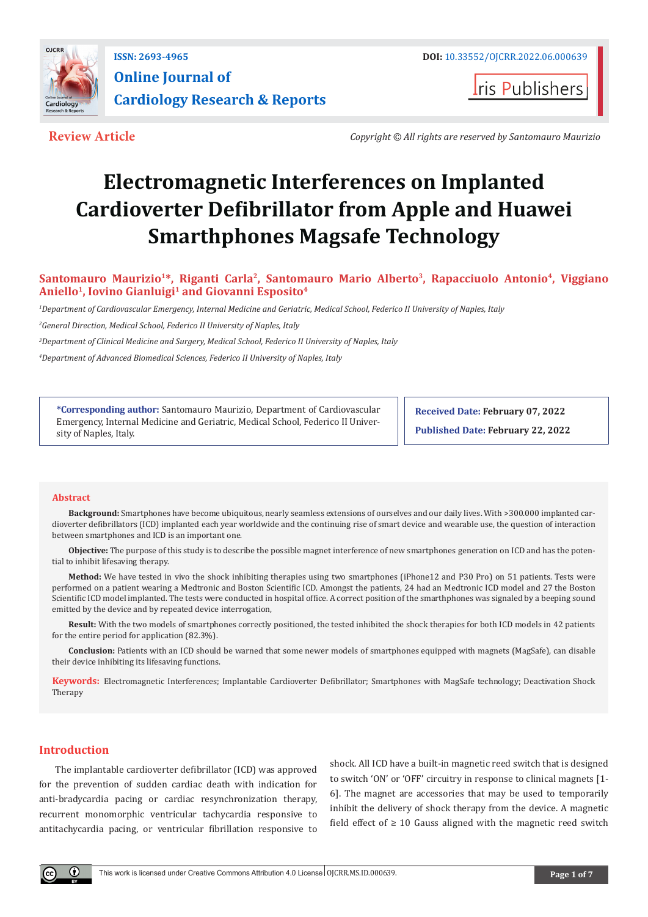ISSN: 2693-4965

DOI: 10.33552/OJCRR.2022.06.000639

# Online Journal of Cardiology Research & Reports

Iris Publishers

**Review Article**

*Copyright © All rights are reserved by Santomauro Maurizio*

# Electromagnetic Interferences on Implanted Cardioverter Defibrillator from Apple and Huawei Smarthphones Magsafe Technology

**Santomauro Maurizio[1]*, Riganti Carla[2], Santomauro Mario Alberto[3], Rapacciuolo Antonio[4], Viggiano Aniello[1], Iovino Gianluigi[1] and Giovanni Esposito[4]**

*[1]Department of Cardiovascular Emergency, Internal Medicine and Geriatric, Medical School, Federico II University of Naples, Italy*

*[2]General Direction, Medical School, Federico II University of Naples, Italy*

*[3]Department of Clinical Medicine and Surgery, Medical School, Federico II University of Naples, Italy*

*[4]Department of Advanced Biomedical Sciences, Federico II University of Naples, Italy*

**\*Corresponding author:** Santomauro Maurizio, Department of Cardiovascular Emergency, Internal Medicine and Geriatric, Medical School, Federico II University of Naples, Italy.

**Received Date: February 07, 2022**

**Published Date: February 22, 2022**

## Abstract

**Background:** Smartphones have become ubiquitous, nearly seamless extensions of ourselves and our daily lives. With >300.000 implanted cardioverter defibrillators (ICD) implanted each year worldwide and the continuing rise of smart device and wearable use, the question of interaction between smartphones and ICD is an important one.

**Objective:** The purpose of this study is to describe the possible magnet interference of new smartphones generation on ICD and has the potential to inhibit lifesaving therapy.

**Method:** We have tested in vivo the shock inhibiting therapies using two smartphones (iPhone12 and P30 Pro) on 51 patients. Tests were performed on a patient wearing a Medtronic and Boston Scientific ICD. Amongst the patients, 24 had an Medtronic ICD model and 27 the Boston Scientific ICD model implanted. The tests were conducted in hospital office. A correct position of the smarthphones was signaled by a beeping sound emitted by the device and by repeated device interrogation,

**Result:** With the two models of smartphones correctly positioned, the tested inhibited the shock therapies for both ICD models in 42 patients for the entire period for application (82.3%).

**Conclusion:** Patients with an ICD should be warned that some newer models of smartphones equipped with magnets (MagSafe), can disable their device inhibiting its lifesaving functions.

**Keywords:** Electromagnetic Interferences; Implantable Cardioverter Defibrillator; Smartphones with MagSafe technology; Deactivation Shock Therapy

## Introduction

The implantable cardioverter defibrillator (ICD) was approved for the prevention of sudden cardiac death with indication for anti-bradycardia pacing or cardiac resynchronization therapy, recurrent monomorphic ventricular tachycardia responsive to antitachycardia pacing, or ventricular fibrillation responsive to shock. All ICD have a built-in magnetic reed switch that is designed to switch 'ON' or 'OFF' circuitry in response to clinical magnets [1-6]. The magnet are accessories that may be used to temporarily inhibit the delivery of shock therapy from the device. A magnetic field effect of ≥ 10 Gauss aligned with the magnetic reed switch

This work is licensed under Creative Commons Attribution 4.0 License OJCRR.MS.ID.000639.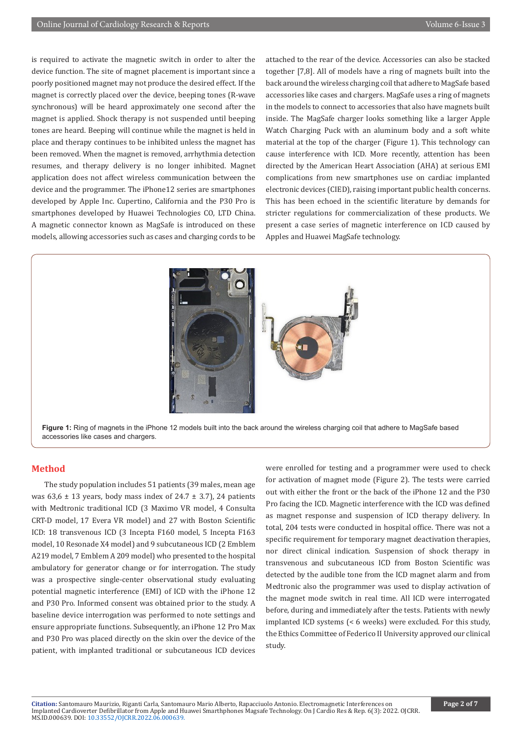is required to activate the magnetic switch in order to alter the device function. The site of magnet placement is important since a poorly positioned magnet may not produce the desired effect. If the magnet is correctly placed over the device, beeping tones (R-wave synchronous) will be heard approximately one second after the magnet is applied. Shock therapy is not suspended until beeping tones are heard. Beeping will continue while the magnet is held in place and therapy continues to be inhibited unless the magnet has been removed. When the magnet is removed, arrhythmia detection resumes, and therapy delivery is no longer inhibited. Magnet application does not affect wireless communication between the device and the programmer. The iPhone12 series are smartphones developed by Apple Inc. Cupertino, California and the P30 Pro is smartphones developed by Huawei Technologies CO, LTD China. A magnetic connector known as MagSafe is introduced on these models, allowing accessories such as cases and charging cords to be attached to the rear of the device. Accessories can also be stacked together [7,8]. All of models have a ring of magnets built into the back around the wireless charging coil that adhere to MagSafe based accessories like cases and chargers. MagSafe uses a ring of magnets in the models to connect to accessories that also have magnets built inside. The MagSafe charger looks something like a larger Apple Watch Charging Puck with an aluminum body and a soft white material at the top of the charger (Figure 1). This technology can cause interference with ICD. More recently, attention has been directed by the American Heart Association (AHA) at serious EMI complications from new smartphones use on cardiac implanted electronic devices (CIED), raising important public health concerns. This has been echoed in the scientific literature by demands for stricter regulations for commercialization of these products. We present a case series of magnetic interference on ICD caused by Apples and Huawei MagSafe technology.

**Figure 1:** Ring of magnets in the iPhone 12 models built into the back around the wireless charging coil that adhere to MagSafe based accessories like cases and chargers.

## Method

The study population includes 51 patients (39 males, mean age was 63,6 ± 13 years, body mass index of 24.7 ± 3.7), 24 patients with Medtronic traditional ICD (3 Maximo VR model, 4 Consulta CRT-D model, 17 Evera VR model) and 27 with Boston Scientific ICD: 18 transvenous ICD (3 Incepta F160 model, 5 Incepta F163 model, 10 Resonade X4 model) and 9 subcutaneous ICD (2 Emblem A219 model, 7 Emblem A 209 model) who presented to the hospital ambulatory for generator change or for interrogation. The study was a prospective single-center observational study evaluating potential magnetic interference (EMI) of ICD with the iPhone 12 and P30 Pro. Informed consent was obtained prior to the study. A baseline device interrogation was performed to note settings and ensure appropriate functions. Subsequently, an iPhone 12 Pro Max and P30 Pro was placed directly on the skin over the device of the patient, with implanted traditional or subcutaneous ICD devices were enrolled for testing and a programmer were used to check for activation of magnet mode (Figure 2). The tests were carried out with either the front or the back of the iPhone 12 and the P30 Pro facing the ICD. Magnetic interference with the ICD was defined as magnet response and suspension of ICD therapy delivery. In total, 204 tests were conducted in hospital office. There was not a specific requirement for temporary magnet deactivation therapies, nor direct clinical indication. Suspension of shock therapy in transvenous and subcutaneous ICD from Boston Scientific was detected by the audible tone from the ICD magnet alarm and from Medtronic also the programmer was used to display activation of the magnet mode switch in real time. All ICD were interrogated before, during and immediately after the tests. Patients with newly implanted ICD systems (< 6 weeks) were excluded. For this study, the Ethics Committee of Federico II University approved our clinical study.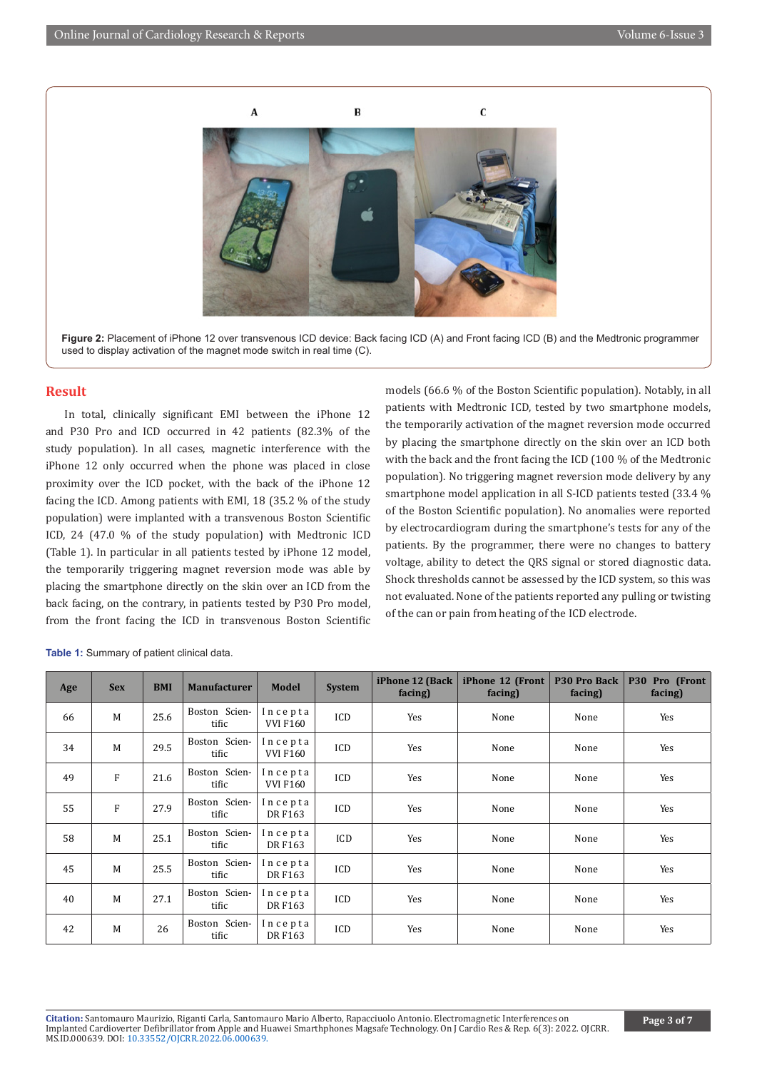Figure 2: Placement of iPhone 12 over transvenous ICD device: Back facing ICD (A) and Front facing ICD (B) and the Medtronic programmer used to display activation of the magnet mode switch in real time (C).

## Result

In total, clinically significant EMI between the iPhone 12 and P30 Pro and ICD occurred in 42 patients (82.3% of the study population). In all cases, magnetic interference with the iPhone 12 only occurred when the phone was placed in close proximity over the ICD pocket, with the back of the iPhone 12 facing the ICD. Among patients with EMI, 18 (35.2 % of the study population) were implanted with a transvenous Boston Scientific ICD, 24 (47.0 % of the study population) with Medtronic ICD (Table 1). In particular in all patients tested by iPhone 12 model, the temporarily triggering magnet reversion mode was able by placing the smartphone directly on the skin over an ICD from the back facing, on the contrary, in patients tested by P30 Pro model, from the front facing the ICD in transvenous Boston Scientific models (66.6 % of the Boston Scientific population). Notably, in all patients with Medtronic ICD, tested by two smartphone models, the temporarily activation of the magnet reversion mode occurred by placing the smartphone directly on the skin over an ICD both with the back and the front facing the ICD (100 % of the Medtronic population). No triggering magnet reversion mode delivery by any smartphone model application in all S-ICD patients tested (33.4 % of the Boston Scientific population). No anomalies were reported by electrocardiogram during the smartphone's tests for any of the patients. By the programmer, there were no changes to battery voltage, ability to detect the QRS signal or stored diagnostic data. Shock thresholds cannot be assessed by the ICD system, so this was not evaluated. None of the patients reported any pulling or twisting of the can or pain from heating of the ICD electrode.

Table 1: Summary of patient clinical data.

| Age | Sex | BMI | Manufacturer | Model | System | iPhone 12 (Back facing) | iPhone 12 (Front facing) | P30 Pro Back facing) | P30 Pro (Front facing) |
|---|---|---|---|---|---|---|---|---|---|
| 66 | M | 25.6 | Boston Scientific | Incepta VVI F160 | ICD | Yes | None | None | Yes |
| 34 | M | 29.5 | Boston Scientific | Incepta VVI F160 | ICD | Yes | None | None | Yes |
| 49 | F | 21.6 | Boston Scientific | Incepta VVI F160 | ICD | Yes | None | None | Yes |
| 55 | F | 27.9 | Boston Scientific | Incepta DR F163 | ICD | Yes | None | None | Yes |
| 58 | M | 25.1 | Boston Scientific | Incepta DR F163 | ICD | Yes | None | None | Yes |
| 45 | M | 25.5 | Boston Scientific | Incepta DR F163 | ICD | Yes | None | None | Yes |
| 40 | M | 27.1 | Boston Scientific | Incepta DR F163 | ICD | Yes | None | None | Yes |
| 42 | M | 26 | Boston Scientific | Incepta DR F163 | ICD | Yes | None | None | Yes |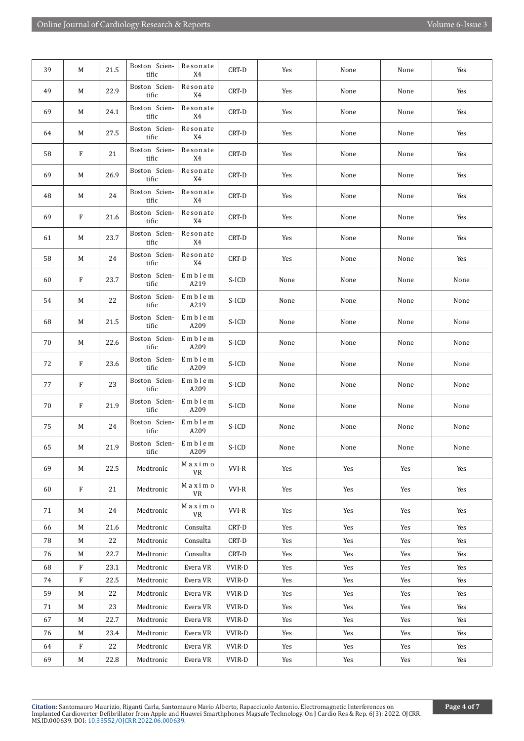| 39 | M | 21.5 | Boston Scientific | Resonate X4 | CRT-D | Yes | None | None | Yes |
|---|---|---|---|---|---|---|---|---|---|
| 49 | M | 22.9 | Boston Scientific | Resonate X4 | CRT-D | Yes | None | None | Yes |
| 69 | M | 24.1 | Boston Scientific | Resonate X4 | CRT-D | Yes | None | None | Yes |
| 64 | M | 27.5 | Boston Scientific | Resonate X4 | CRT-D | Yes | None | None | Yes |
| 58 | F | 21 | Boston Scientific | Resonate X4 | CRT-D | Yes | None | None | Yes |
| 69 | M | 26.9 | Boston Scientific | Resonate X4 | CRT-D | Yes | None | None | Yes |
| 48 | M | 24 | Boston Scientific | Resonate X4 | CRT-D | Yes | None | None | Yes |
| 69 | F | 21.6 | Boston Scientific | Resonate X4 | CRT-D | Yes | None | None | Yes |
| 61 | M | 23.7 | Boston Scientific | Resonate X4 | CRT-D | Yes | None | None | Yes |
| 58 | M | 24 | Boston Scientific | Resonate X4 | CRT-D | Yes | None | None | Yes |
| 60 | F | 23.7 | Boston Scientific | Emblem A219 | S-ICD | None | None | None | None |
| 54 | M | 22 | Boston Scientific | Emblem A219 | S-ICD | None | None | None | None |
| 68 | M | 21.5 | Boston Scientific | Emblem A209 | S-ICD | None | None | None | None |
| 70 | M | 22.6 | Boston Scientific | Emblem A209 | S-ICD | None | None | None | None |
| 72 | F | 23.6 | Boston Scientific | Emblem A209 | S-ICD | None | None | None | None |
| 77 | F | 23 | Boston Scientific | Emblem A209 | S-ICD | None | None | None | None |
| 70 | F | 21.9 | Boston Scientific | Emblem A209 | S-ICD | None | None | None | None |
| 75 | M | 24 | Boston Scientific | Emblem A209 | S-ICD | None | None | None | None |
| 65 | M | 21.9 | Boston Scientific | Emblem A209 | S-ICD | None | None | None | None |
| 69 | M | 22.5 | Medtronic | Maximo VR | VVI-R | Yes | Yes | Yes | Yes |
| 60 | F | 21 | Medtronic | Maximo VR | VVI-R | Yes | Yes | Yes | Yes |
| 71 | M | 24 | Medtronic | Maximo VR | VVI-R | Yes | Yes | Yes | Yes |
| 66 | M | 21.6 | Medtronic | Consulta | CRT-D | Yes | Yes | Yes | Yes |
| 78 | M | 22 | Medtronic | Consulta | CRT-D | Yes | Yes | Yes | Yes |
| 76 | M | 22.7 | Medtronic | Consulta | CRT-D | Yes | Yes | Yes | Yes |
| 68 | F | 23.1 | Medtronic | Evera VR | VVIR-D | Yes | Yes | Yes | Yes |
| 74 | F | 22.5 | Medtronic | Evera VR | VVIR-D | Yes | Yes | Yes | Yes |
| 59 | M | 22 | Medtronic | Evera VR | VVIR-D | Yes | Yes | Yes | Yes |
| 71 | M | 23 | Medtronic | Evera VR | VVIR-D | Yes | Yes | Yes | Yes |
| 67 | M | 22.7 | Medtronic | Evera VR | VVIR-D | Yes | Yes | Yes | Yes |
| 76 | M | 23.4 | Medtronic | Evera VR | VVIR-D | Yes | Yes | Yes | Yes |
| 64 | F | 22 | Medtronic | Evera VR | VVIR-D | Yes | Yes | Yes | Yes |
| 69 | M | 22.8 | Medtronic | Evera VR | VVIR-D | Yes | Yes | Yes | Yes |

**Citation:** Santomauro Maurizio, Riganti Carla, Santomauro Mario Alberto, Rapacciuolo Antonio. Electromagnetic Interferences on Implanted Cardioverter Defibrillator from Apple and Huawei Smarthphones Magsafe Technology. On J Cardio Res & Rep. 6(3): 2022. OJCRR.MS.ID.000639. DOI: 10.33552/OJCRR.2022.06.000639.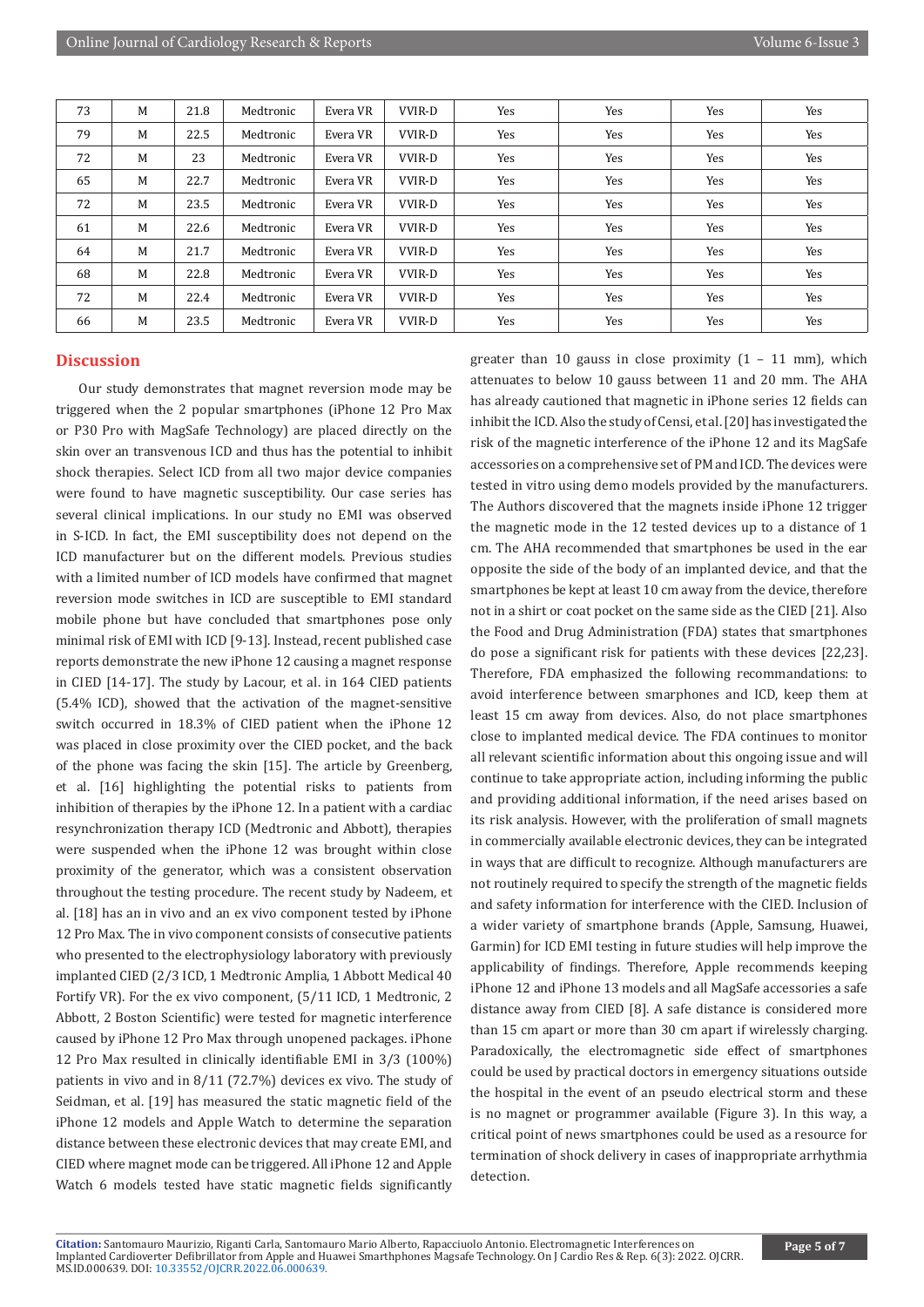| | | | | | | | | | |
|---|---|---|---|---|---|---|---|---|---|
| 73 | M | 21.8 | Medtronic | Evera VR | VVIR-D | Yes | Yes | Yes | Yes |
| 79 | M | 22.5 | Medtronic | Evera VR | VVIR-D | Yes | Yes | Yes | Yes |
| 72 | M | 23 | Medtronic | Evera VR | VVIR-D | Yes | Yes | Yes | Yes |
| 65 | M | 22.7 | Medtronic | Evera VR | VVIR-D | Yes | Yes | Yes | Yes |
| 72 | M | 23.5 | Medtronic | Evera VR | VVIR-D | Yes | Yes | Yes | Yes |
| 61 | M | 22.6 | Medtronic | Evera VR | VVIR-D | Yes | Yes | Yes | Yes |
| 64 | M | 21.7 | Medtronic | Evera VR | VVIR-D | Yes | Yes | Yes | Yes |
| 68 | M | 22.8 | Medtronic | Evera VR | VVIR-D | Yes | Yes | Yes | Yes |
| 72 | M | 22.4 | Medtronic | Evera VR | VVIR-D | Yes | Yes | Yes | Yes |
| 66 | M | 23.5 | Medtronic | Evera VR | VVIR-D | Yes | Yes | Yes | Yes |

## Discussion

Our study demonstrates that magnet reversion mode may be triggered when the 2 popular smartphones (iPhone 12 Pro Max or P30 Pro with MagSafe Technology) are placed directly on the skin over an transvenous ICD and thus has the potential to inhibit shock therapies. Select ICD from all two major device companies were found to have magnetic susceptibility. Our case series has several clinical implications. In our study no EMI was observed in S-ICD. In fact, the EMI susceptibility does not depend on the ICD manufacturer but on the different models. Previous studies with a limited number of ICD models have confirmed that magnet reversion mode switches in ICD are susceptible to EMI standard mobile phone but have concluded that smartphones pose only minimal risk of EMI with ICD [9-13]. Instead, recent published case reports demonstrate the new iPhone 12 causing a magnet response in CIED [14-17]. The study by Lacour, et al. in 164 CIED patients (5.4% ICD), showed that the activation of the magnet-sensitive switch occurred in 18.3% of CIED patient when the iPhone 12 was placed in close proximity over the CIED pocket, and the back of the phone was facing the skin [15]. The article by Greenberg, et al. [16] highlighting the potential risks to patients from inhibition of therapies by the iPhone 12. In a patient with a cardiac resynchronization therapy ICD (Medtronic and Abbott), therapies were suspended when the iPhone 12 was brought within close proximity of the generator, which was a consistent observation throughout the testing procedure. The recent study by Nadeem, et al. [18] has an in vivo and an ex vivo component tested by iPhone 12 Pro Max. The in vivo component consists of consecutive patients who presented to the electrophysiology laboratory with previously implanted CIED (2/3 ICD, 1 Medtronic Amplia, 1 Abbott Medical 40 Fortify VR). For the ex vivo component, (5/11 ICD, 1 Medtronic, 2 Abbott, 2 Boston Scientific) were tested for magnetic interference caused by iPhone 12 Pro Max through unopened packages. iPhone 12 Pro Max resulted in clinically identifiable EMI in 3/3 (100%) patients in vivo and in 8/11 (72.7%) devices ex vivo. The study of Seidman, et al. [19] has measured the static magnetic field of the iPhone 12 models and Apple Watch to determine the separation distance between these electronic devices that may create EMI, and CIED where magnet mode can be triggered. All iPhone 12 and Apple Watch 6 models tested have static magnetic fields significantly greater than 10 gauss in close proximity (1 – 11 mm), which attenuates to below 10 gauss between 11 and 20 mm. The AHA has already cautioned that magnetic in iPhone series 12 fields can inhibit the ICD. Also the study of Censi, et al. [20] has investigated the risk of the magnetic interference of the iPhone 12 and its MagSafe accessories on a comprehensive set of PM and ICD. The devices were tested in vitro using demo models provided by the manufacturers. The Authors discovered that the magnets inside iPhone 12 trigger the magnetic mode in the 12 tested devices up to a distance of 1 cm. The AHA recommended that smartphones be used in the ear opposite the side of the body of an implanted device, and that the smartphones be kept at least 10 cm away from the device, therefore not in a shirt or coat pocket on the same side as the CIED [21]. Also the Food and Drug Administration (FDA) states that smartphones do pose a significant risk for patients with these devices [22,23]. Therefore, FDA emphasized the following recommandations: to avoid interference between smarphones and ICD, keep them at least 15 cm away from devices. Also, do not place smartphones close to implanted medical device. The FDA continues to monitor all relevant scientific information about this ongoing issue and will continue to take appropriate action, including informing the public and providing additional information, if the need arises based on its risk analysis. However, with the proliferation of small magnets in commercially available electronic devices, they can be integrated in ways that are difficult to recognize. Although manufacturers are not routinely required to specify the strength of the magnetic fields and safety information for interference with the CIED. Inclusion of a wider variety of smartphone brands (Apple, Samsung, Huawei, Garmin) for ICD EMI testing in future studies will help improve the applicability of findings. Therefore, Apple recommends keeping iPhone 12 and iPhone 13 models and all MagSafe accessories a safe distance away from CIED [8]. A safe distance is considered more than 15 cm apart or more than 30 cm apart if wirelessly charging. Paradoxically, the electromagnetic side effect of smartphones could be used by practical doctors in emergency situations outside the hospital in the event of an pseudo electrical storm and these is no magnet or programmer available (Figure 3). In this way, a critical point of news smartphones could be used as a resource for termination of shock delivery in cases of inappropriate arrhythmia detection.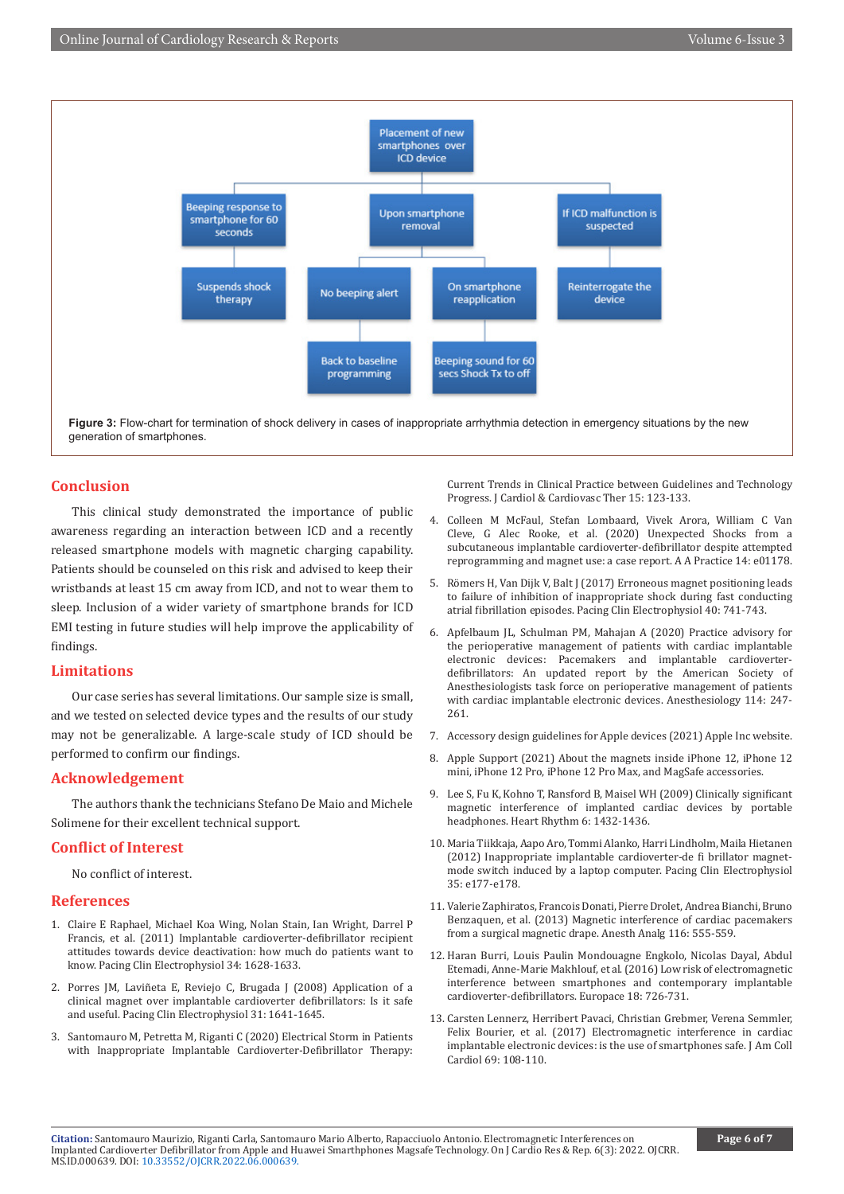Placement of new smartphones over ICD device

Beeping response to smartphone for 60 seconds

Upon smartphone removal

If ICD malfunction is suspected

Suspends shock therapy

No beeping alert

On smartphone reapplication

Reinterrogate the device

Back to baseline programming

Beeping sound for 60 secs Shock Tx to off

**Figure 3:** Flow-chart for termination of shock delivery in cases of inappropriate arrhythmia detection in emergency situations by the new generation of smartphones.

## Conclusion

This clinical study demonstrated the importance of public awareness regarding an interaction between ICD and a recently released smartphone models with magnetic charging capability. Patients should be counseled on this risk and advised to keep their wristbands at least 15 cm away from ICD, and not to wear them to sleep. Inclusion of a wider variety of smartphone brands for ICD EMI testing in future studies will help improve the applicability of findings.

## Limitations

Our case series has several limitations. Our sample size is small, and we tested on selected device types and the results of our study may not be generalizable. A large-scale study of ICD should be performed to confirm our findings.

## Acknowledgement

The authors thank the technicians Stefano De Maio and Michele Solimene for their excellent technical support.

## Conflict of Interest

No conflict of interest.

## References

1. Claire E Raphael, Michael Koa Wing, Nolan Stain, Ian Wright, Darrel P Francis, et al. (2011) Implantable cardioverter-defibrillator recipient attitudes towards device deactivation: how much do patients want to know. Pacing Clin Electrophysiol 34: 1628-1633.
2. Porres JM, Laviñeta E, Reviejo C, Brugada J (2008) Application of a clinical magnet over implantable cardioverter defibrillators: Is it safe and useful. Pacing Clin Electrophysiol 31: 1641-1645.
3. Santomauro M, Petretta M, Riganti C (2020) Electrical Storm in Patients with Inappropriate Implantable Cardioverter-Defibrillator Therapy: Current Trends in Clinical Practice between Guidelines and Technology Progress. J Cardiol & Cardiovasc Ther 15: 123-133.
4. Colleen M McFaul, Stefan Lombaard, Vivek Arora, William C Van Cleve, G Alec Rooke, et al. (2020) Unexpected Shocks from a subcutaneous implantable cardioverter-defibrillator despite attempted reprogramming and magnet use: a case report. A A Practice 14: e01178.
5. Römers H, Van Dijk V, Balt J (2017) Erroneous magnet positioning leads to failure of inhibition of inappropriate shock during fast conducting atrial fibrillation episodes. Pacing Clin Electrophysiol 40: 741-743.
6. Apfelbaum JL, Schulman PM, Mahajan A (2020) Practice advisory for the perioperative management of patients with cardiac implantable electronic devices: Pacemakers and implantable cardioverter-defibrillators: An updated report by the American Society of Anesthesiologists task force on perioperative management of patients with cardiac implantable electronic devices. Anesthesiology 114: 247-261.
7. Accessory design guidelines for Apple devices (2021) Apple Inc website.
8. Apple Support (2021) About the magnets inside iPhone 12, iPhone 12 mini, iPhone 12 Pro, iPhone 12 Pro Max, and MagSafe accessories.
9. Lee S, Fu K, Kohno T, Ransford B, Maisel WH (2009) Clinically significant magnetic interference of implanted cardiac devices by portable headphones. Heart Rhythm 6: 1432-1436.
10. Maria Tiikkaja, Aapo Aro, Tommi Alanko, Harri Lindholm, Maila Hietanen (2012) Inappropriate implantable cardioverter-de fi brillator magnet-mode switch induced by a laptop computer. Pacing Clin Electrophysiol 35: e177-e178.
11. Valerie Zaphiratos, Francois Donati, Pierre Drolet, Andrea Bianchi, Bruno Benzaquen, et al. (2013) Magnetic interference of cardiac pacemakers from a surgical magnetic drape. Anesth Analg 116: 555-559.
12. Haran Burri, Louis Paulin Mondouagne Engkolo, Nicolas Dayal, Abdul Etemadi, Anne-Marie Makhlouf, et al. (2016) Low risk of electromagnetic interference between smartphones and contemporary implantable cardioverter-defibrillators. Europace 18: 726-731.
13. Carsten Lennerz, Herribert Pavaci, Christian Grebmer, Verena Semmler, Felix Bourier, et al. (2017) Electromagnetic interference in cardiac implantable electronic devices: is the use of smartphones safe. J Am Coll Cardiol 69: 108-110.

**Citation:** Santomauro Maurizio, Riganti Carla, Santomauro Mario Alberto, Rapacciuolo Antonio. Electromagnetic Interferences on Implanted Cardioverter Defibrillator from Apple and Huawei Smarthphones Magsafe Technology. On J Cardio Res & Rep. 6(3): 2022. OJCRR. MS.ID.000639. DOI: 10.33552/OJCRR.2022.06.000639.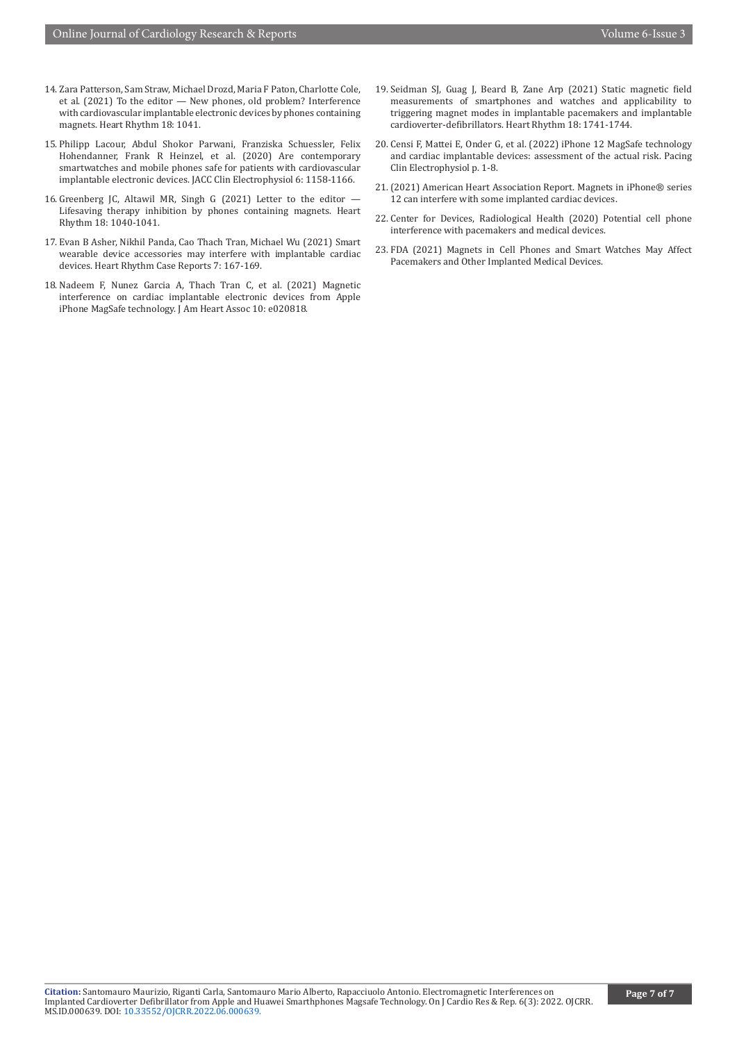14. Zara Patterson, Sam Straw, Michael Drozd, Maria F Paton, Charlotte Cole, et al. (2021) To the editor — New phones, old problem? Interference with cardiovascular implantable electronic devices by phones containing magnets. Heart Rhythm 18: 1041.
15. Philipp Lacour, Abdul Shokor Parwani, Franziska Schuessler, Felix Hohendanner, Frank R Heinzel, et al. (2020) Are contemporary smartwatches and mobile phones safe for patients with cardiovascular implantable electronic devices. JACC Clin Electrophysiol 6: 1158-1166.
16. Greenberg JC, Altawil MR, Singh G (2021) Letter to the editor — Lifesaving therapy inhibition by phones containing magnets. Heart Rhythm 18: 1040-1041.
17. Evan B Asher, Nikhil Panda, Cao Thach Tran, Michael Wu (2021) Smart wearable device accessories may interfere with implantable cardiac devices. Heart Rhythm Case Reports 7: 167-169.
18. Nadeem F, Nunez Garcia A, Thach Tran C, et al. (2021) Magnetic interference on cardiac implantable electronic devices from Apple iPhone MagSafe technology. J Am Heart Assoc 10: e020818.
19. Seidman SJ, Guag J, Beard B, Zane Arp (2021) Static magnetic field measurements of smartphones and watches and applicability to triggering magnet modes in implantable pacemakers and implantable cardioverter-defibrillators. Heart Rhythm 18: 1741-1744.
20. Censi F, Mattei E, Onder G, et al. (2022) iPhone 12 MagSafe technology and cardiac implantable devices: assessment of the actual risk. Pacing Clin Electrophysiol p. 1-8.
21. (2021) American Heart Association Report. Magnets in iPhone® series 12 can interfere with some implanted cardiac devices.
22. Center for Devices, Radiological Health (2020) Potential cell phone interference with pacemakers and medical devices.
23. FDA (2021) Magnets in Cell Phones and Smart Watches May Affect Pacemakers and Other Implanted Medical Devices.